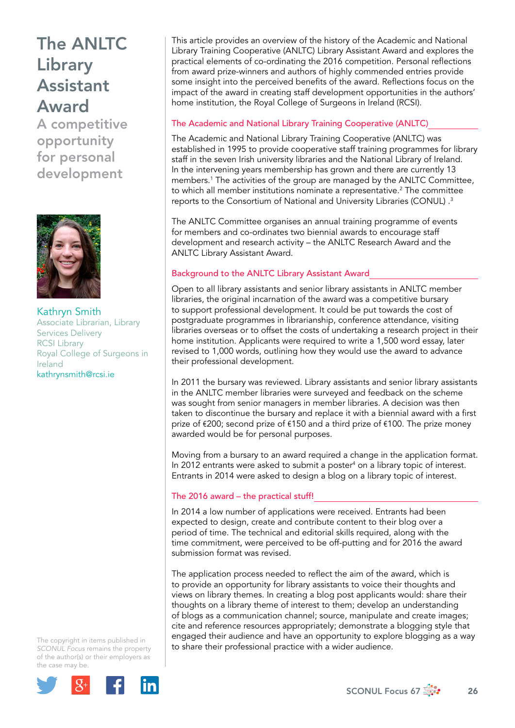# The ANLTC Library Assistant Award

## A competitive opportunity for personal development

Kathryn Smith
Associate Librarian, Library Services Delivery
RCSI Library
Royal College of Surgeons in Ireland
kathrynsmith@rcsi.ie

The copyright in items published in *SCONUL Focus* remains the property of the author(s) or their employers as the case may be.

This article provides an overview of the history of the Academic and National Library Training Cooperative (ANLTC) Library Assistant Award and explores the practical elements of co-ordinating the 2016 competition. Personal reflections from award prize-winners and authors of highly commended entries provide some insight into the perceived benefits of the award. Reflections focus on the impact of the award in creating staff development opportunities in the authors' home institution, the Royal College of Surgeons in Ireland (RCSI).

### The Academic and National Library Training Cooperative (ANLTC)

The Academic and National Library Training Cooperative (ANLTC) was established in 1995 to provide cooperative staff training programmes for library staff in the seven Irish university libraries and the National Library of Ireland. In the intervening years membership has grown and there are currently 13 members.[1] The activities of the group are managed by the ANLTC Committee, to which all member institutions nominate a representative.[2] The committee reports to the Consortium of National and University Libraries (CONUL) .[3]

The ANLTC Committee organises an annual training programme of events for members and co-ordinates two biennial awards to encourage staff development and research activity – the ANLTC Research Award and the ANLTC Library Assistant Award.

### Background to the ANLTC Library Assistant Award

Open to all library assistants and senior library assistants in ANLTC member libraries, the original incarnation of the award was a competitive bursary to support professional development. It could be put towards the cost of postgraduate programmes in librarianship, conference attendance, visiting libraries overseas or to offset the costs of undertaking a research project in their home institution. Applicants were required to write a 1,500 word essay, later revised to 1,000 words, outlining how they would use the award to advance their professional development.

In 2011 the bursary was reviewed. Library assistants and senior library assistants in the ANLTC member libraries were surveyed and feedback on the scheme was sought from senior managers in member libraries. A decision was then taken to discontinue the bursary and replace it with a biennial award with a first prize of €200; second prize of €150 and a third prize of €100. The prize money awarded would be for personal purposes.

Moving from a bursary to an award required a change in the application format. In 2012 entrants were asked to submit a poster[4] on a library topic of interest. Entrants in 2014 were asked to design a blog on a library topic of interest.

### The 2016 award – the practical stuff!

In 2014 a low number of applications were received. Entrants had been expected to design, create and contribute content to their blog over a period of time. The technical and editorial skills required, along with the time commitment, were perceived to be off-putting and for 2016 the award submission format was revised.

The application process needed to reflect the aim of the award, which is to provide an opportunity for library assistants to voice their thoughts and views on library themes. In creating a blog post applicants would: share their thoughts on a library theme of interest to them; develop an understanding of blogs as a communication channel; source, manipulate and create images; cite and reference resources appropriately; demonstrate a blogging style that engaged their audience and have an opportunity to explore blogging as a way to share their professional practice with a wider audience.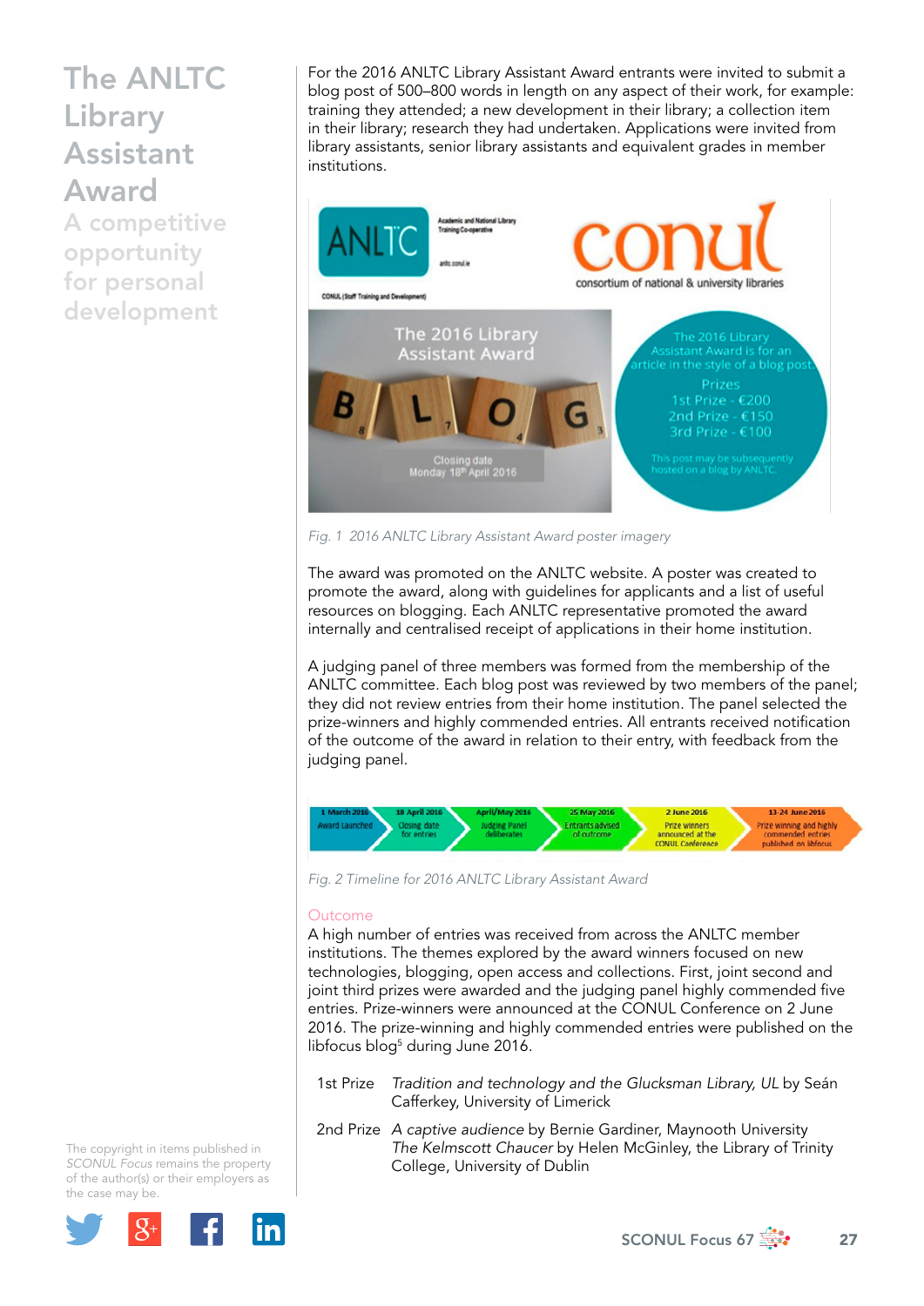# The ANLTC Library Assistant Award

## A competitive opportunity for personal development

For the 2016 ANLTC Library Assistant Award entrants were invited to submit a blog post of 500–800 words in length on any aspect of their work, for example: training they attended; a new development in their library; a collection item in their library; research they had undertaken. Applications were invited from library assistants, senior library assistants and equivalent grades in member institutions.

Fig. 1 2016 ANLTC Library Assistant Award poster imagery

The award was promoted on the ANLTC website. A poster was created to promote the award, along with guidelines for applicants and a list of useful resources on blogging. Each ANLTC representative promoted the award internally and centralised receipt of applications in their home institution.

A judging panel of three members was formed from the membership of the ANLTC committee. Each blog post was reviewed by two members of the panel; they did not review entries from their home institution. The panel selected the prize-winners and highly commended entries. All entrants received notification of the outcome of the award in relation to their entry, with feedback from the judging panel.

1 March 2016
Award launched

18 April 2016
Closing date for entries

April/May 2016
Judging Panel deliberates

25 May 2016
Entrants advised of outcome

2 June 2016
Prize winners announced at the CONUL Conference

13-24 June 2016
Prize winning and highly commended entries published on libfocus

Fig. 2 Timeline for 2016 ANLTC Library Assistant Award

### Outcome

A high number of entries was received from across the ANLTC member institutions. The themes explored by the award winners focused on new technologies, blogging, open access and collections. First, joint second and joint third prizes were awarded and the judging panel highly commended five entries. Prize-winners were announced at the CONUL Conference on 2 June 2016. The prize-winning and highly commended entries were published on the libfocus blog[5] during June 2016.

1st Prize *Tradition and technology and the Glucksman Library, UL* by Seán Cafferkey, University of Limerick

2nd Prize *A captive audience* by Bernie Gardiner, Maynooth University
*The Kelmscott Chaucer* by Helen McGinley, the Library of Trinity College, University of Dublin

The copyright in items published in *SCONUL Focus* remains the property of the author(s) or their employers as the case may be.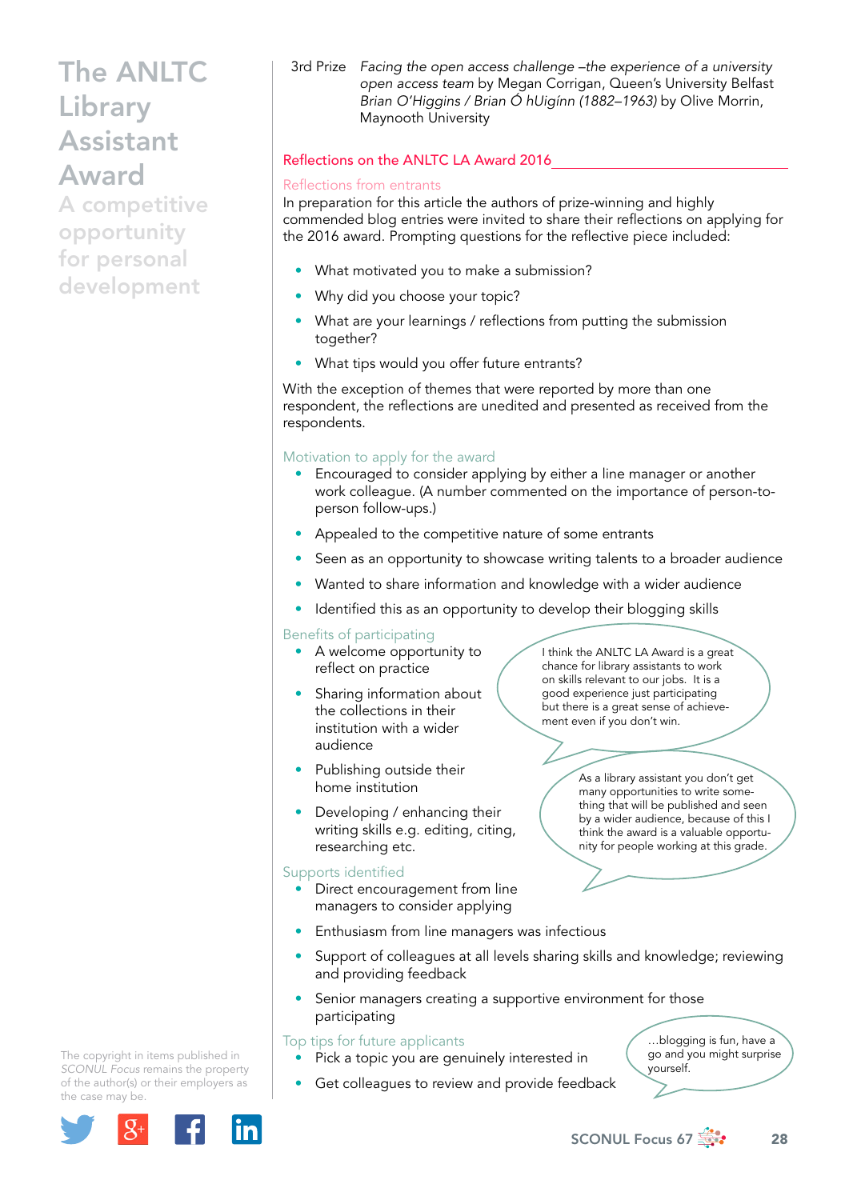# The ANLTC Library Assistant Award

## A competitive opportunity for personal development

3rd Prize *Facing the open access challenge –the experience of a university open access team* by Megan Corrigan, Queen's University Belfast
*Brian O'Higgins / Brian Ó hUigínn (1882–1963)* by Olive Morrin, Maynooth University

## Reflections on the ANLTC LA Award 2016

### Reflections from entrants

In preparation for this article the authors of prize-winning and highly commended blog entries were invited to share their reflections on applying for the 2016 award. Prompting questions for the reflective piece included:

- What motivated you to make a submission?
- Why did you choose your topic?
- What are your learnings / reflections from putting the submission together?
- What tips would you offer future entrants?

With the exception of themes that were reported by more than one respondent, the reflections are unedited and presented as received from the respondents.

### Motivation to apply for the award

- Encouraged to consider applying by either a line manager or another work colleague. (A number commented on the importance of person-to-person follow-ups.)
- Appealed to the competitive nature of some entrants
- Seen as an opportunity to showcase writing talents to a broader audience
- Wanted to share information and knowledge with a wider audience
- Identified this as an opportunity to develop their blogging skills

### Benefits of participating

- A welcome opportunity to reflect on practice
- Sharing information about the collections in their institution with a wider audience
- Publishing outside their home institution
- Developing / enhancing their writing skills e.g. editing, citing, researching etc.

I think the ANLTC LA Award is a great chance for library assistants to work on skills relevant to our jobs. It is a good experience just participating but there is a great sense of achievement even if you don't win.

As a library assistant you don't get many opportunities to write something that will be published and seen by a wider audience, because of this I think the award is a valuable opportunity for people working at this grade.

### Supports identified

- Direct encouragement from line managers to consider applying
- Enthusiasm from line managers was infectious
- Support of colleagues at all levels sharing skills and knowledge; reviewing and providing feedback
- Senior managers creating a supportive environment for those participating

### Top tips for future applicants

- Pick a topic you are genuinely interested in
- Get colleagues to review and provide feedback

...blogging is fun, have a go and you might surprise yourself.

The copyright in items published in *SCONUL Focus* remains the property of the author(s) or their employers as the case may be.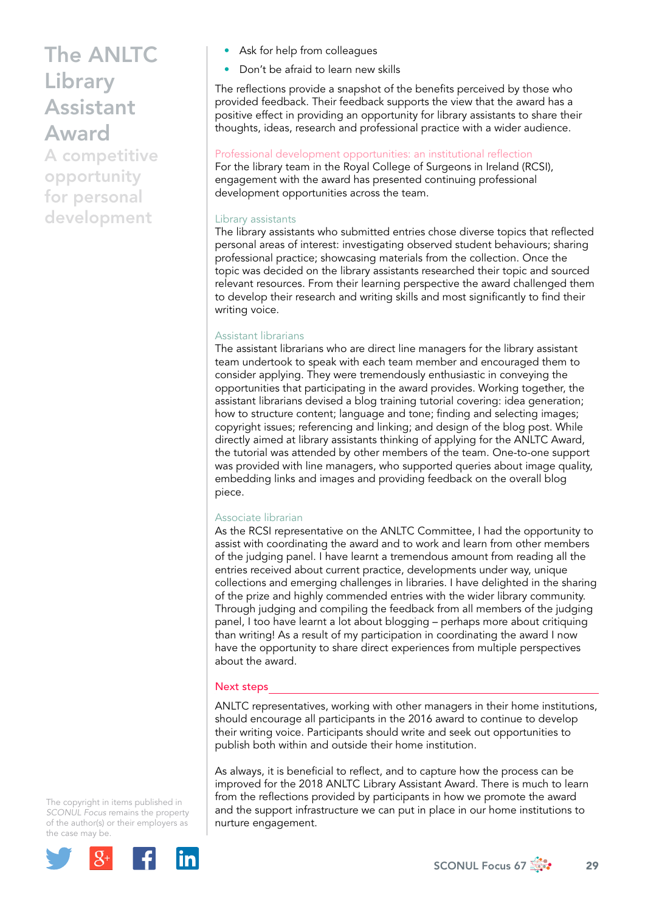- Ask for help from colleagues
- Don't be afraid to learn new skills

The reflections provide a snapshot of the benefits perceived by those who provided feedback. Their feedback supports the view that the award has a positive effect in providing an opportunity for library assistants to share their thoughts, ideas, research and professional practice with a wider audience.

### Professional development opportunities: an institutional reflection

For the library team in the Royal College of Surgeons in Ireland (RCSI), engagement with the award has presented continuing professional development opportunities across the team.

#### Library assistants

The library assistants who submitted entries chose diverse topics that reflected personal areas of interest: investigating observed student behaviours; sharing professional practice; showcasing materials from the collection. Once the topic was decided on the library assistants researched their topic and sourced relevant resources. From their learning perspective the award challenged them to develop their research and writing skills and most significantly to find their writing voice.

#### Assistant librarians

The assistant librarians who are direct line managers for the library assistant team undertook to speak with each team member and encouraged them to consider applying. They were tremendously enthusiastic in conveying the opportunities that participating in the award provides. Working together, the assistant librarians devised a blog training tutorial covering: idea generation; how to structure content; language and tone; finding and selecting images; copyright issues; referencing and linking; and design of the blog post. While directly aimed at library assistants thinking of applying for the ANLTC Award, the tutorial was attended by other members of the team. One-to-one support was provided with line managers, who supported queries about image quality, embedding links and images and providing feedback on the overall blog piece.

#### Associate librarian

As the RCSI representative on the ANLTC Committee, I had the opportunity to assist with coordinating the award and to work and learn from other members of the judging panel. I have learnt a tremendous amount from reading all the entries received about current practice, developments under way, unique collections and emerging challenges in libraries. I have delighted in the sharing of the prize and highly commended entries with the wider library community. Through judging and compiling the feedback from all members of the judging panel, I too have learnt a lot about blogging – perhaps more about critiquing than writing! As a result of my participation in coordinating the award I now have the opportunity to share direct experiences from multiple perspectives about the award.

## Next steps

ANLTC representatives, working with other managers in their home institutions, should encourage all participants in the 2016 award to continue to develop their writing voice. Participants should write and seek out opportunities to publish both within and outside their home institution.

As always, it is beneficial to reflect, and to capture how the process can be improved for the 2018 ANLTC Library Assistant Award. There is much to learn from the reflections provided by participants in how we promote the award and the support infrastructure we can put in place in our home institutions to nurture engagement.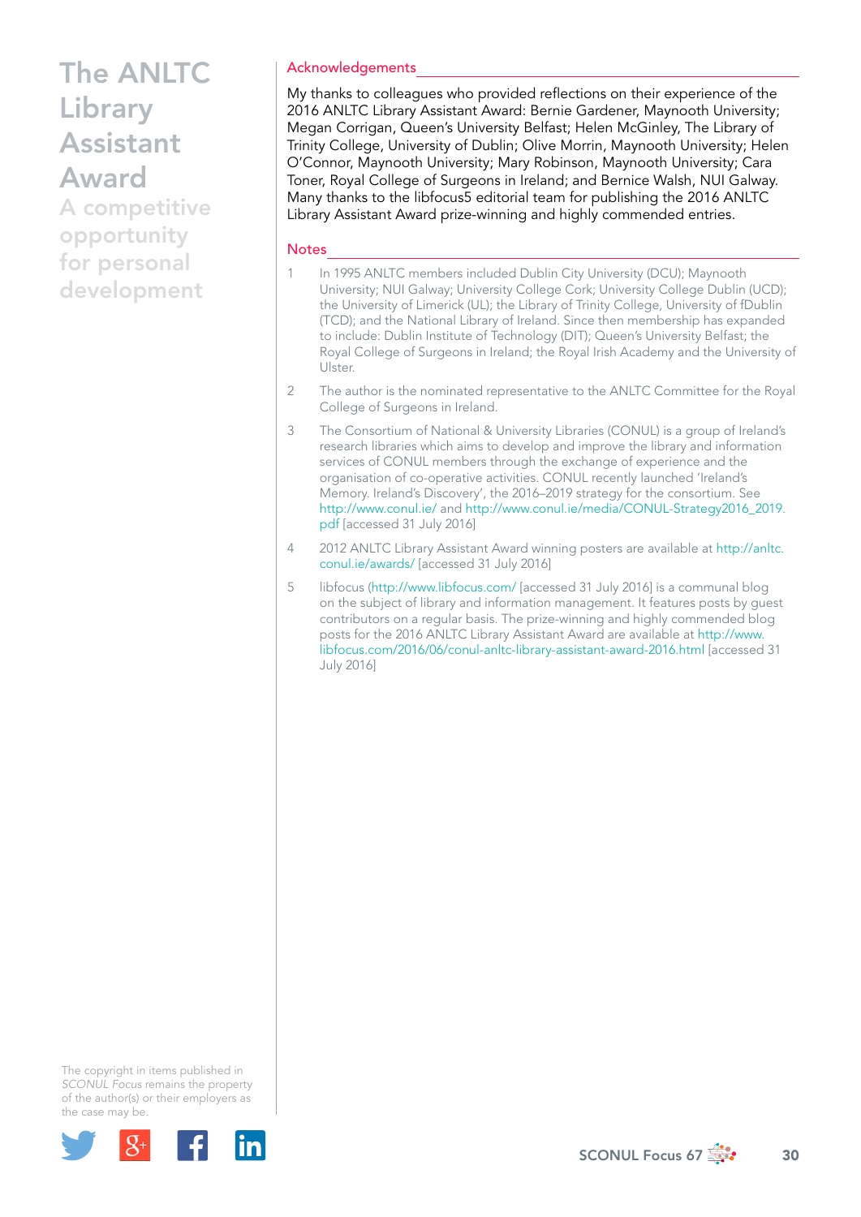## Acknowledgements

My thanks to colleagues who provided reflections on their experience of the 2016 ANLTC Library Assistant Award: Bernie Gardener, Maynooth University; Megan Corrigan, Queen's University Belfast; Helen McGinley, The Library of Trinity College, University of Dublin; Olive Morrin, Maynooth University; Helen O'Connor, Maynooth University; Mary Robinson, Maynooth University; Cara Toner, Royal College of Surgeons in Ireland; and Bernice Walsh, NUI Galway. Many thanks to the libfocus5 editorial team for publishing the 2016 ANLTC Library Assistant Award prize-winning and highly commended entries.

## Notes

1. In 1995 ANLTC members included Dublin City University (DCU); Maynooth University; NUI Galway; University College Cork; University College Dublin (UCD); the University of Limerick (UL); the Library of Trinity College, University of fDublin (TCD); and the National Library of Ireland. Since then membership has expanded to include: Dublin Institute of Technology (DIT); Queen's University Belfast; the Royal College of Surgeons in Ireland; the Royal Irish Academy and the University of Ulster.
2. The author is the nominated representative to the ANLTC Committee for the Royal College of Surgeons in Ireland.
3. The Consortium of National & University Libraries (CONUL) is a group of Ireland's research libraries which aims to develop and improve the library and information services of CONUL members through the exchange of experience and the organisation of co-operative activities. CONUL recently launched 'Ireland's Memory. Ireland's Discovery', the 2016–2019 strategy for the consortium. See http://www.conul.ie/ and http://www.conul.ie/media/CONUL-Strategy2016_2019.pdf [accessed 31 July 2016]
4. 2012 ANLTC Library Assistant Award winning posters are available at http://anltc.conul.ie/awards/ [accessed 31 July 2016]
5. libfocus (http://www.libfocus.com/ [accessed 31 July 2016] is a communal blog on the subject of library and information management. It features posts by guest contributors on a regular basis. The prize-winning and highly commended blog posts for the 2016 ANLTC Library Assistant Award are available at http://www.libfocus.com/2016/06/conul-anltc-library-assistant-award-2016.html [accessed 31 July 2016]

The copyright in items published in *SCONUL Focus* remains the property of the author(s) or their employers as the case may be.